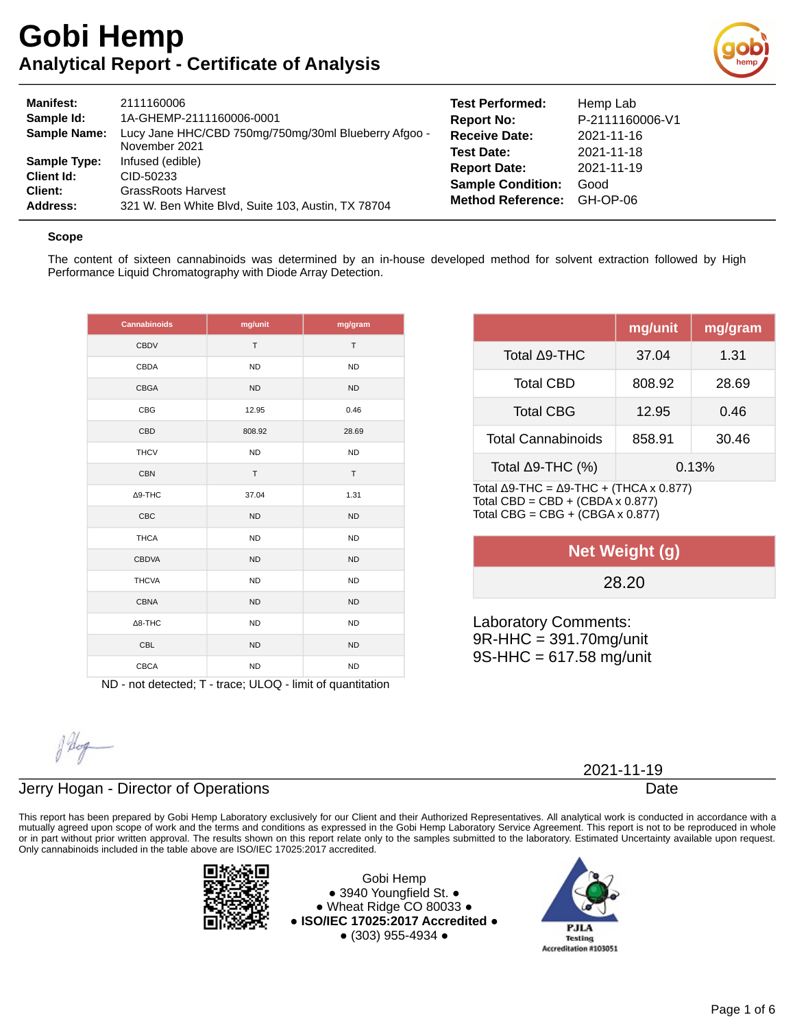# Gobi Hemp

## Analytical Report - Certificate of Analysis

| | |
|---|---|
| **Manifest:** | 2111160006 |
| **Sample Id:** | 1A-GHEMP-2111160006-0001 |
| **Sample Name:** | Lucy Jane HHC/CBD 750mg/750mg/30ml Blueberry Afgoo - November 2021 |
| **Sample Type:** | Infused (edible) |
| **Client Id:** | CID-50233 |
| **Client:** | GrassRoots Harvest |
| **Address:** | 321 W. Ben White Blvd, Suite 103, Austin, TX 78704 |

| | |
|---|---|
| **Test Performed:** | Hemp Lab |
| **Report No:** | P-2111160006-V1 |
| **Receive Date:** | 2021-11-16 |
| **Test Date:** | 2021-11-18 |
| **Report Date:** | 2021-11-19 |
| **Sample Condition:** | Good |
| **Method Reference:** | GH-OP-06 |

### Scope

The content of sixteen cannabinoids was determined by an in-house developed method for solvent extraction followed by High Performance Liquid Chromatography with Diode Array Detection.

| Cannabinoids | mg/unit | mg/gram |
|---|---|---|
| CBDV | T | T |
| CBDA | ND | ND |
| CBGA | ND | ND |
| CBG | 12.95 | 0.46 |
| CBD | 808.92 | 28.69 |
| THCV | ND | ND |
| CBN | T | T |
| Δ9-THC | 37.04 | 1.31 |
| CBC | ND | ND |
| THCA | ND | ND |
| CBDVA | ND | ND |
| THCVA | ND | ND |
| CBNA | ND | ND |
| Δ8-THC | ND | ND |
| CBL | ND | ND |
| CBCA | ND | ND |

ND - not detected; T - trace; ULOQ - limit of quantitation

| | mg/unit | mg/gram |
|---|---|---|
| Total Δ9-THC | 37.04 | 1.31 |
| Total CBD | 808.92 | 28.69 |
| Total CBG | 12.95 | 0.46 |
| Total Cannabinoids | 858.91 | 30.46 |
| Total Δ9-THC (%) | 0.13% | |

Total Δ9-THC = Δ9-THC + (THCA x 0.877)
Total CBD = CBD + (CBDA x 0.877)
Total CBG = CBG + (CBGA x 0.877)

| Net Weight (g) |
|---|
| 28.20 |

Laboratory Comments:
9R-HHC = 391.70mg/unit
9S-HHC = 617.58 mg/unit

Jerry Hogan - Director of Operations

2021-11-19
Date

This report has been prepared by Gobi Hemp Laboratory exclusively for our Client and their Authorized Representatives. All analytical work is conducted in accordance with a mutually agreed upon scope of work and the terms and conditions as expressed in the Gobi Hemp Laboratory Service Agreement. This report is not to be reproduced in whole or in part without prior written approval. The results shown on this report relate only to the samples submitted to the laboratory. Estimated Uncertainty available upon request. Only cannabinoids included in the table above are ISO/IEC 17025:2017 accredited.

Gobi Hemp
• 3940 Youngfield St. •
• Wheat Ridge CO 80033 •
• **ISO/IEC 17025:2017 Accredited** •
• (303) 955-4934 •

PJLA Testing Accreditation #103051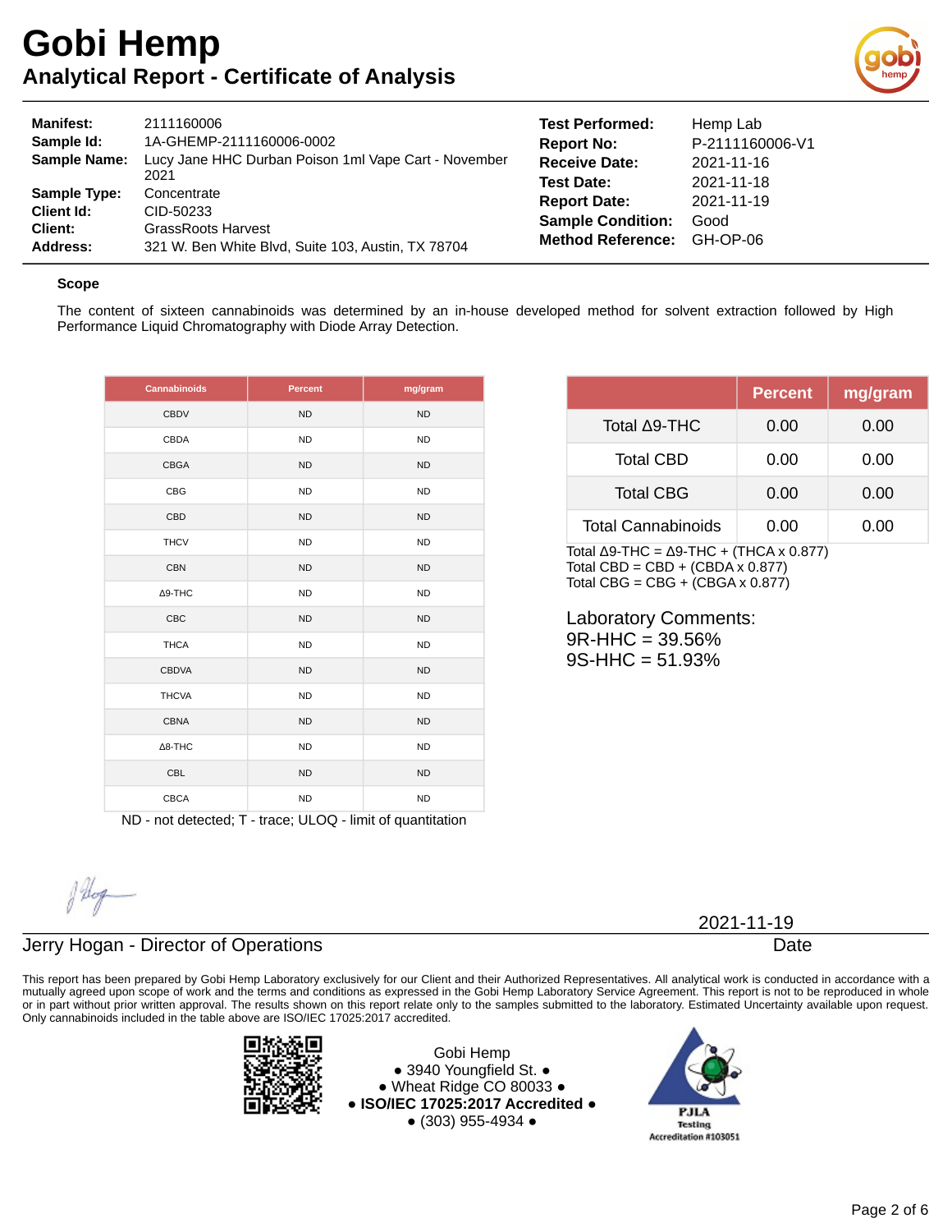# Gobi Hemp

## Analytical Report - Certificate of Analysis

| | | | |
|---|---|---|---|
| **Manifest:** | 2111160006 | **Test Performed:** | Hemp Lab |
| **Sample Id:** | 1A-GHEMP-2111160006-0002 | **Report No:** | P-2111160006-V1 |
| **Sample Name:** | Lucy Jane HHC Durban Poison 1ml Vape Cart - November 2021 | **Receive Date:** | 2021-11-16 |
| **Sample Type:** | Concentrate | **Test Date:** | 2021-11-18 |
| **Client Id:** | CID-50233 | **Report Date:** | 2021-11-19 |
| **Client:** | GrassRoots Harvest | **Sample Condition:** | Good |
| **Address:** | 321 W. Ben White Blvd, Suite 103, Austin, TX 78704 | **Method Reference:** | GH-OP-06 |

### Scope

The content of sixteen cannabinoids was determined by an in-house developed method for solvent extraction followed by High Performance Liquid Chromatography with Diode Array Detection.

| Cannabinoids | Percent | mg/gram |
|---|---|---|
| CBDV | ND | ND |
| CBDA | ND | ND |
| CBGA | ND | ND |
| CBG | ND | ND |
| CBD | ND | ND |
| THCV | ND | ND |
| CBN | ND | ND |
| Δ9-THC | ND | ND |
| CBC | ND | ND |
| THCA | ND | ND |
| CBDVA | ND | ND |
| THCVA | ND | ND |
| CBNA | ND | ND |
| Δ8-THC | ND | ND |
| CBL | ND | ND |
| CBCA | ND | ND |

ND - not detected; T - trace; ULOQ - limit of quantitation

| | Percent | mg/gram |
|---|---|---|
| Total Δ9-THC | 0.00 | 0.00 |
| Total CBD | 0.00 | 0.00 |
| Total CBG | 0.00 | 0.00 |
| Total Cannabinoids | 0.00 | 0.00 |

Total Δ9-THC = Δ9-THC + (THCA x 0.877)
Total CBD = CBD + (CBDA x 0.877)
Total CBG = CBG + (CBGA x 0.877)

Laboratory Comments:
9R-HHC = 39.56%
9S-HHC = 51.93%

Jerry Hogan - Director of Operations

2021-11-19
Date

This report has been prepared by Gobi Hemp Laboratory exclusively for our Client and their Authorized Representatives. All analytical work is conducted in accordance with a mutually agreed upon scope of work and the terms and conditions as expressed in the Gobi Hemp Laboratory Service Agreement. This report is not to be reproduced in whole or in part without prior written approval. The results shown on this report relate only to the samples submitted to the laboratory. Estimated Uncertainty available upon request. Only cannabinoids included in the table above are ISO/IEC 17025:2017 accredited.

Gobi Hemp
• 3940 Youngfield St. •
• Wheat Ridge CO 80033 •
• **ISO/IEC 17025:2017 Accredited** •
• (303) 955-4934 •

PJLA Testing Accreditation #103051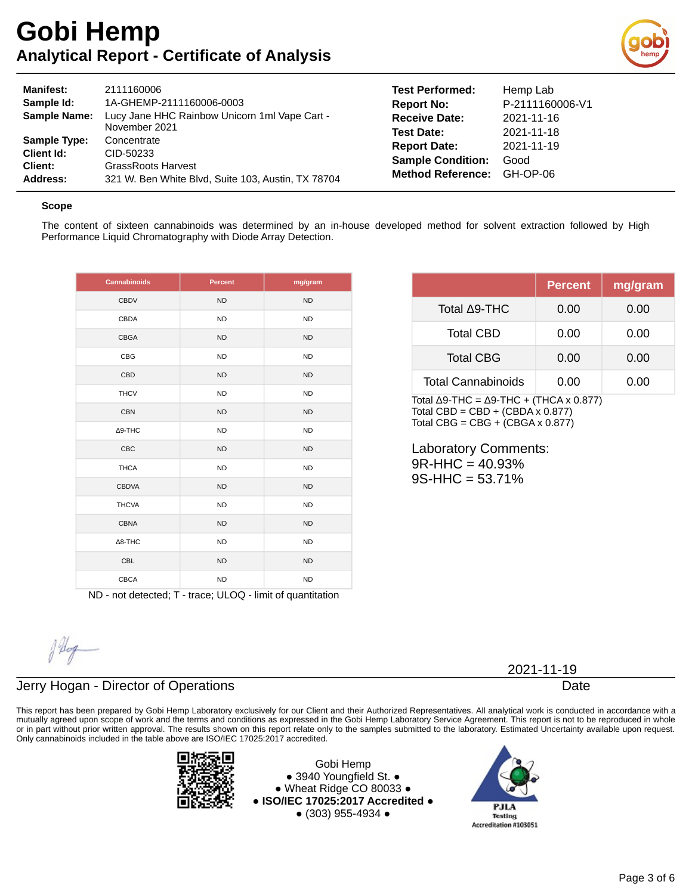# Gobi Hemp

## Analytical Report - Certificate of Analysis

| | | | |
|---|---|---|---|
| **Manifest:** | 2111160006 | **Test Performed:** | Hemp Lab |
| **Sample Id:** | 1A-GHEMP-2111160006-0003 | **Report No:** | P-2111160006-V1 |
| **Sample Name:** | Lucy Jane HHC Rainbow Unicorn 1ml Vape Cart - November 2021 | **Receive Date:** | 2021-11-16 |
| **Sample Type:** | Concentrate | **Test Date:** | 2021-11-18 |
| **Client Id:** | CID-50233 | **Report Date:** | 2021-11-19 |
| **Client:** | GrassRoots Harvest | **Sample Condition:** | Good |
| **Address:** | 321 W. Ben White Blvd, Suite 103, Austin, TX 78704 | **Method Reference:** | GH-OP-06 |

### Scope

The content of sixteen cannabinoids was determined by an in-house developed method for solvent extraction followed by High Performance Liquid Chromatography with Diode Array Detection.

| Cannabinoids | Percent | mg/gram |
|---|---|---|
| CBDV | ND | ND |
| CBDA | ND | ND |
| CBGA | ND | ND |
| CBG | ND | ND |
| CBD | ND | ND |
| THCV | ND | ND |
| CBN | ND | ND |
| Δ9-THC | ND | ND |
| CBC | ND | ND |
| THCA | ND | ND |
| CBDVA | ND | ND |
| THCVA | ND | ND |
| CBNA | ND | ND |
| Δ8-THC | ND | ND |
| CBL | ND | ND |
| CBCA | ND | ND |

ND - not detected; T - trace; ULOQ - limit of quantitation

| | Percent | mg/gram |
|---|---|---|
| Total Δ9-THC | 0.00 | 0.00 |
| Total CBD | 0.00 | 0.00 |
| Total CBG | 0.00 | 0.00 |
| Total Cannabinoids | 0.00 | 0.00 |

Total Δ9-THC = Δ9-THC + (THCA x 0.877)
Total CBD = CBD + (CBDA x 0.877)
Total CBG = CBG + (CBGA x 0.877)

Laboratory Comments:
9R-HHC = 40.93%
9S-HHC = 53.71%

Jerry Hogan - Director of Operations

2021-11-19
Date

This report has been prepared by Gobi Hemp Laboratory exclusively for our Client and their Authorized Representatives. All analytical work is conducted in accordance with a mutually agreed upon scope of work and the terms and conditions as expressed in the Gobi Hemp Laboratory Service Agreement. This report is not to be reproduced in whole or in part without prior written approval. The results shown on this report relate only to the samples submitted to the laboratory. Estimated Uncertainty available upon request. Only cannabinoids included in the table above are ISO/IEC 17025:2017 accredited.

Gobi Hemp
• 3940 Youngfield St. •
• Wheat Ridge CO 80033 •
• **ISO/IEC 17025:2017 Accredited** •
• (303) 955-4934 •

PJLA Testing Accreditation #103051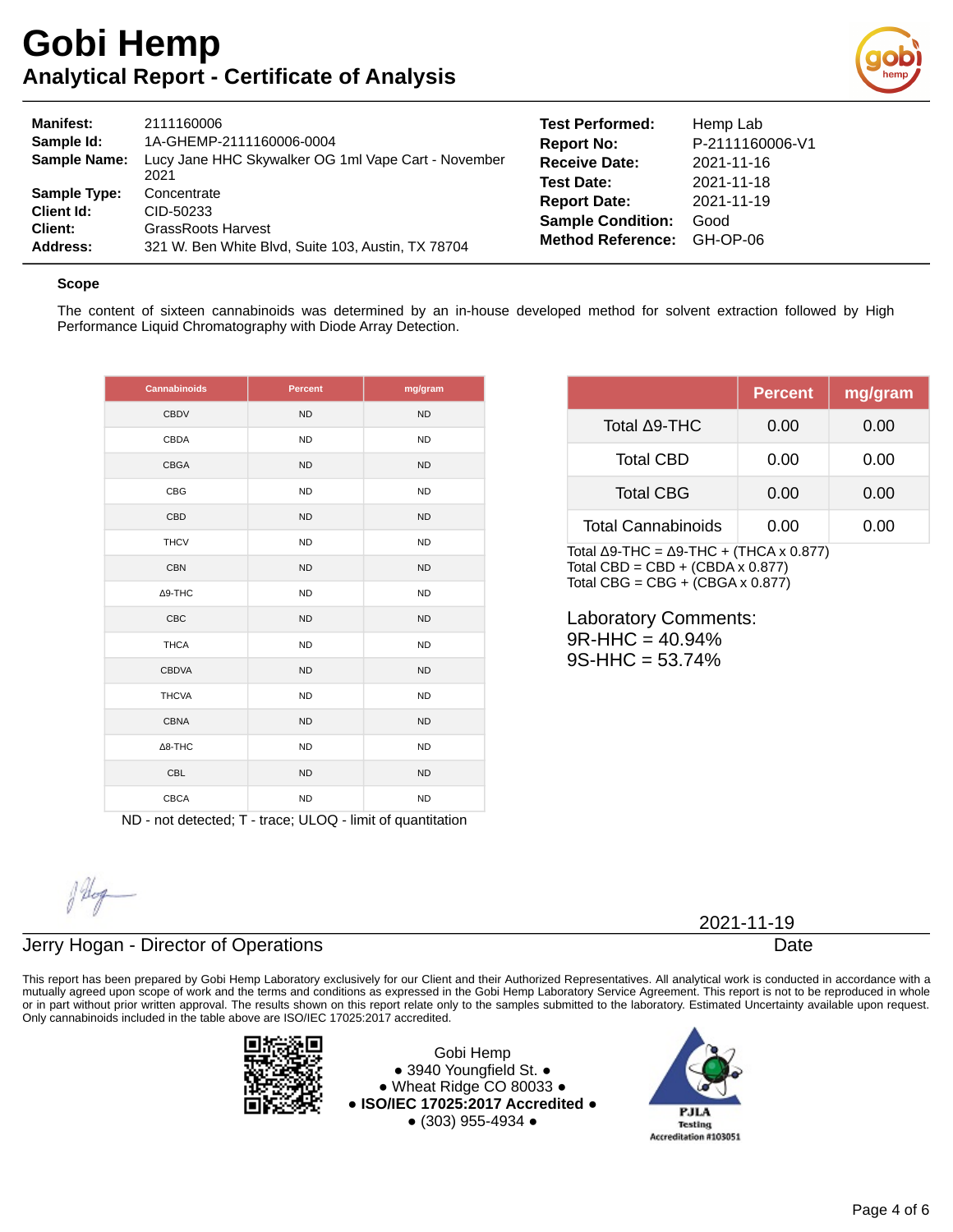# Gobi Hemp

## Analytical Report - Certificate of Analysis

| | | | |
|---|---|---|---|
| **Manifest:** | 2111160006 | **Test Performed:** | Hemp Lab |
| **Sample Id:** | 1A-GHEMP-2111160006-0004 | **Report No:** | P-2111160006-V1 |
| **Sample Name:** | Lucy Jane HHC Skywalker OG 1ml Vape Cart - November 2021 | **Receive Date:** | 2021-11-16 |
| **Sample Type:** | Concentrate | **Test Date:** | 2021-11-18 |
| **Client Id:** | CID-50233 | **Report Date:** | 2021-11-19 |
| **Client:** | GrassRoots Harvest | **Sample Condition:** | Good |
| **Address:** | 321 W. Ben White Blvd, Suite 103, Austin, TX 78704 | **Method Reference:** | GH-OP-06 |

### Scope

The content of sixteen cannabinoids was determined by an in-house developed method for solvent extraction followed by High Performance Liquid Chromatography with Diode Array Detection.

| Cannabinoids | Percent | mg/gram |
|---|---|---|
| CBDV | ND | ND |
| CBDA | ND | ND |
| CBGA | ND | ND |
| CBG | ND | ND |
| CBD | ND | ND |
| THCV | ND | ND |
| CBN | ND | ND |
| Δ9-THC | ND | ND |
| CBC | ND | ND |
| THCA | ND | ND |
| CBDVA | ND | ND |
| THCVA | ND | ND |
| CBNA | ND | ND |
| Δ8-THC | ND | ND |
| CBL | ND | ND |
| CBCA | ND | ND |

ND - not detected; T - trace; ULOQ - limit of quantitation

| | Percent | mg/gram |
|---|---|---|
| Total Δ9-THC | 0.00 | 0.00 |
| Total CBD | 0.00 | 0.00 |
| Total CBG | 0.00 | 0.00 |
| Total Cannabinoids | 0.00 | 0.00 |

Total Δ9-THC = Δ9-THC + (THCA x 0.877)
Total CBD = CBD + (CBDA x 0.877)
Total CBG = CBG + (CBGA x 0.877)

Laboratory Comments:
9R-HHC = 40.94%
9S-HHC = 53.74%

Jerry Hogan - Director of Operations

2021-11-19
Date

This report has been prepared by Gobi Hemp Laboratory exclusively for our Client and their Authorized Representatives. All analytical work is conducted in accordance with a mutually agreed upon scope of work and the terms and conditions as expressed in the Gobi Hemp Laboratory Service Agreement. This report is not to be reproduced in whole or in part without prior written approval. The results shown on this report relate only to the samples submitted to the laboratory. Estimated Uncertainty available upon request. Only cannabinoids included in the table above are ISO/IEC 17025:2017 accredited.

Gobi Hemp
• 3940 Youngfield St. •
• Wheat Ridge CO 80033 •
• **ISO/IEC 17025:2017 Accredited** •
• (303) 955-4934 •

PJLA Testing Accreditation #103051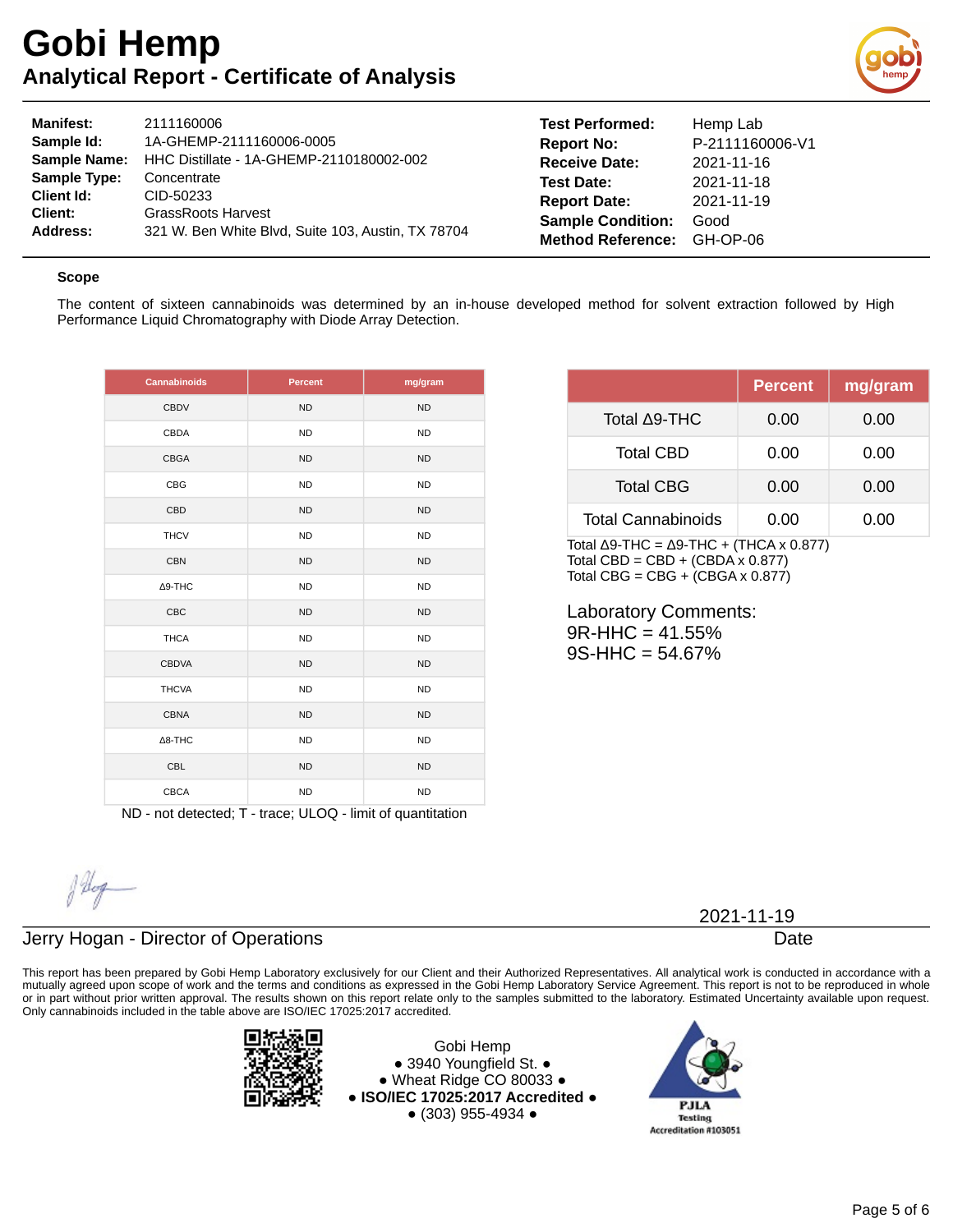# Gobi Hemp

## Analytical Report - Certificate of Analysis

**Manifest:** 2111160006
**Sample Id:** 1A-GHEMP-2111160006-0005
**Sample Name:** HHC Distillate - 1A-GHEMP-2110180002-002
**Sample Type:** Concentrate
**Client Id:** CID-50233
**Client:** GrassRoots Harvest
**Address:** 321 W. Ben White Blvd, Suite 103, Austin, TX 78704

**Test Performed:** Hemp Lab
**Report No:** P-2111160006-V1
**Receive Date:** 2021-11-16
**Test Date:** 2021-11-18
**Report Date:** 2021-11-19
**Sample Condition:** Good
**Method Reference:** GH-OP-06

### Scope

The content of sixteen cannabinoids was determined by an in-house developed method for solvent extraction followed by High Performance Liquid Chromatography with Diode Array Detection.

| Cannabinoids | Percent | mg/gram |
|---|---|---|
| CBDV | ND | ND |
| CBDA | ND | ND |
| CBGA | ND | ND |
| CBG | ND | ND |
| CBD | ND | ND |
| THCV | ND | ND |
| CBN | ND | ND |
| Δ9-THC | ND | ND |
| CBC | ND | ND |
| THCA | ND | ND |
| CBDVA | ND | ND |
| THCVA | ND | ND |
| CBNA | ND | ND |
| Δ8-THC | ND | ND |
| CBL | ND | ND |
| CBCA | ND | ND |

ND - not detected; T - trace; ULOQ - limit of quantitation

| | Percent | mg/gram |
|---|---|---|
| Total Δ9-THC | 0.00 | 0.00 |
| Total CBD | 0.00 | 0.00 |
| Total CBG | 0.00 | 0.00 |
| Total Cannabinoids | 0.00 | 0.00 |

Total Δ9-THC = Δ9-THC + (THCA x 0.877)
Total CBD = CBD + (CBDA x 0.877)
Total CBG = CBG + (CBGA x 0.877)

Laboratory Comments:
9R-HHC = 41.55%
9S-HHC = 54.67%

Jerry Hogan - Director of Operations

2021-11-19
Date

This report has been prepared by Gobi Hemp Laboratory exclusively for our Client and their Authorized Representatives. All analytical work is conducted in accordance with a mutually agreed upon scope of work and the terms and conditions as expressed in the Gobi Hemp Laboratory Service Agreement. This report is not to be reproduced in whole or in part without prior written approval. The results shown on this report relate only to the samples submitted to the laboratory. Estimated Uncertainty available upon request. Only cannabinoids included in the table above are ISO/IEC 17025:2017 accredited.

Gobi Hemp
● 3940 Youngfield St. ●
● Wheat Ridge CO 80033 ●
● **ISO/IEC 17025:2017 Accredited** ●
● (303) 955-4934 ●

PJLA Testing Accreditation #103051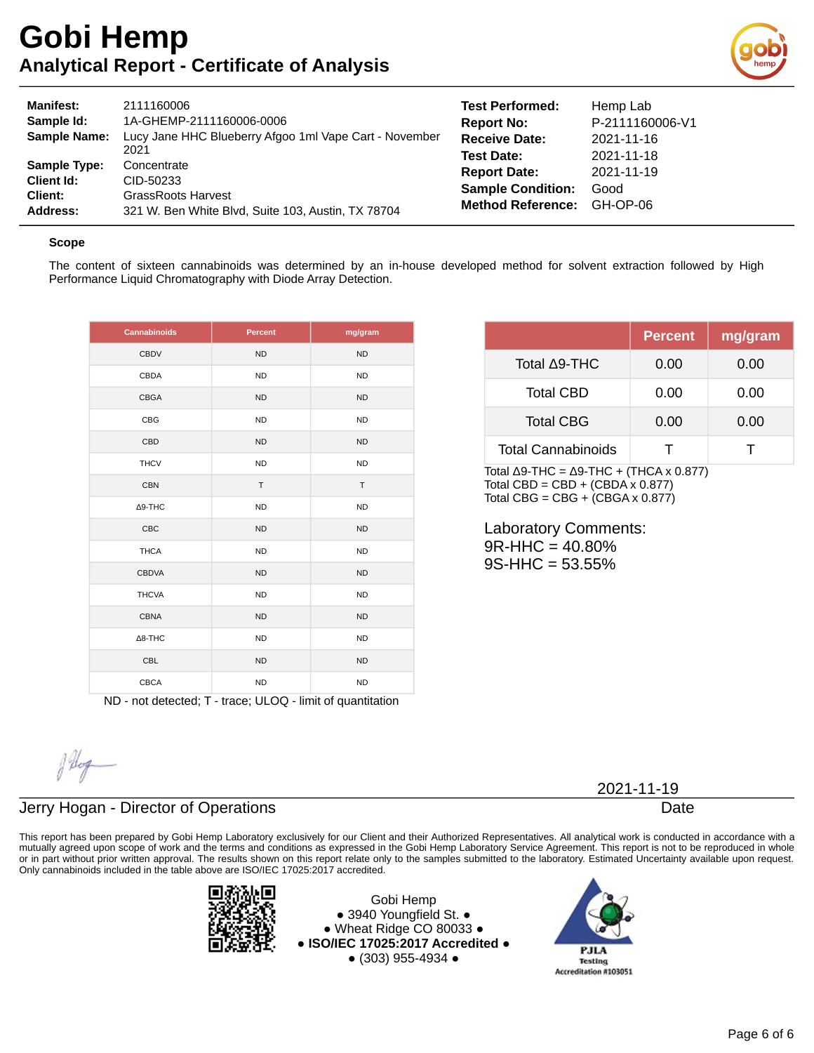# Gobi Hemp

## Analytical Report - Certificate of Analysis

| | | | |
|---|---|---|---|
| **Manifest:** | 2111160006 | **Test Performed:** | Hemp Lab |
| **Sample Id:** | 1A-GHEMP-2111160006-0006 | **Report No:** | P-2111160006-V1 |
| **Sample Name:** | Lucy Jane HHC Blueberry Afgoo 1ml Vape Cart - November 2021 | **Receive Date:** | 2021-11-16 |
| **Sample Type:** | Concentrate | **Test Date:** | 2021-11-18 |
| **Client Id:** | CID-50233 | **Report Date:** | 2021-11-19 |
| **Client:** | GrassRoots Harvest | **Sample Condition:** | Good |
| **Address:** | 321 W. Ben White Blvd, Suite 103, Austin, TX 78704 | **Method Reference:** | GH-OP-06 |

**Scope**

The content of sixteen cannabinoids was determined by an in-house developed method for solvent extraction followed by High Performance Liquid Chromatography with Diode Array Detection.

| Cannabinoids | Percent | mg/gram |
|---|---|---|
| CBDV | ND | ND |
| CBDA | ND | ND |
| CBGA | ND | ND |
| CBG | ND | ND |
| CBD | ND | ND |
| THCV | ND | ND |
| CBN | T | T |
| Δ9-THC | ND | ND |
| CBC | ND | ND |
| THCA | ND | ND |
| CBDVA | ND | ND |
| THCVA | ND | ND |
| CBNA | ND | ND |
| Δ8-THC | ND | ND |
| CBL | ND | ND |
| CBCA | ND | ND |

ND - not detected; T - trace; ULOQ - limit of quantitation

| | Percent | mg/gram |
|---|---|---|
| Total Δ9-THC | 0.00 | 0.00 |
| Total CBD | 0.00 | 0.00 |
| Total CBG | 0.00 | 0.00 |
| Total Cannabinoids | T | T |

Total Δ9-THC = Δ9-THC + (THCA x 0.877)
Total CBD = CBD + (CBDA x 0.877)
Total CBG = CBG + (CBGA x 0.877)

Laboratory Comments:
9R-HHC = 40.80%
9S-HHC = 53.55%

Jerry Hogan - Director of Operations

2021-11-19
Date

This report has been prepared by Gobi Hemp Laboratory exclusively for our Client and their Authorized Representatives. All analytical work is conducted in accordance with a mutually agreed upon scope of work and the terms and conditions as expressed in the Gobi Hemp Laboratory Service Agreement. This report is not to be reproduced in whole or in part without prior written approval. The results shown on this report relate only to the samples submitted to the laboratory. Estimated Uncertainty available upon request. Only cannabinoids included in the table above are ISO/IEC 17025:2017 accredited.

Gobi Hemp
• 3940 Youngfield St. •
• Wheat Ridge CO 80033 •
• **ISO/IEC 17025:2017 Accredited** •
• (303) 955-4934 •

PJLA Testing Accreditation #103051